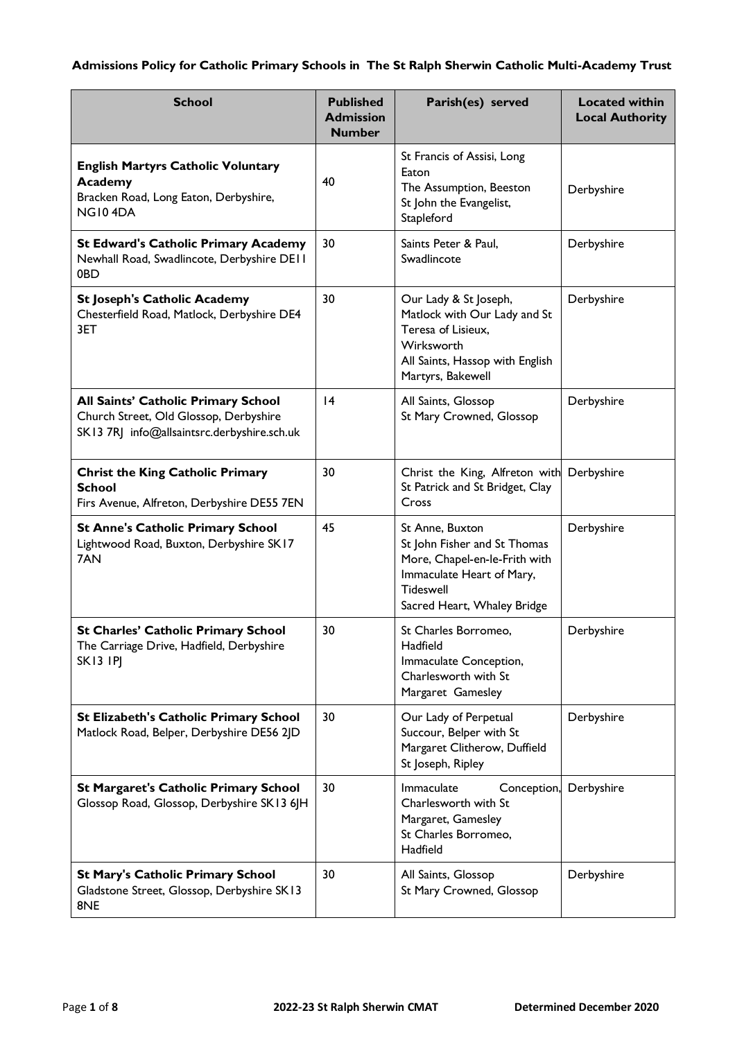**Admissions Policy for Catholic Primary Schools in The St Ralph Sherwin Catholic Multi-Academy Trust**

| School | Published Admission Number | Parish(es) served | Located within Local Authority |
|---|---|---|---|
| **English Martyrs Catholic Voluntary Academy** Bracken Road, Long Eaton, Derbyshire, NG10 4DA | 40 | St Francis of Assisi, Long Eaton<br>The Assumption, Beeston<br>St John the Evangelist, Stapleford | Derbyshire |
| **St Edward's Catholic Primary Academy** Newhall Road, Swadlincote, Derbyshire DE11 0BD | 30 | Saints Peter & Paul, Swadlincote | Derbyshire |
| **St Joseph's Catholic Academy** Chesterfield Road, Matlock, Derbyshire DE4 3ET | 30 | Our Lady & St Joseph, Matlock with Our Lady and St Teresa of Lisieux, Wirksworth<br>All Saints, Hassop with English Martyrs, Bakewell | Derbyshire |
| **All Saints' Catholic Primary School** Church Street, Old Glossop, Derbyshire SK13 7RJ info@allsaintsrc.derbyshire.sch.uk | 14 | All Saints, Glossop<br>St Mary Crowned, Glossop | Derbyshire |
| **Christ the King Catholic Primary School** Firs Avenue, Alfreton, Derbyshire DE55 7EN | 30 | Christ the King, Alfreton with St Patrick and St Bridget, Clay Cross | Derbyshire |
| **St Anne's Catholic Primary School** Lightwood Road, Buxton, Derbyshire SK17 7AN | 45 | St Anne, Buxton<br>St John Fisher and St Thomas More, Chapel-en-le-Frith with Immaculate Heart of Mary, Tideswell<br>Sacred Heart, Whaley Bridge | Derbyshire |
| **St Charles' Catholic Primary School** The Carriage Drive, Hadfield, Derbyshire SK13 1PJ | 30 | St Charles Borromeo, Hadfield<br>Immaculate Conception, Charlesworth with St Margaret Gamesley | Derbyshire |
| **St Elizabeth's Catholic Primary School** Matlock Road, Belper, Derbyshire DE56 2JD | 30 | Our Lady of Perpetual Succour, Belper with St Margaret Clitherow, Duffield<br>St Joseph, Ripley | Derbyshire |
| **St Margaret's Catholic Primary School** Glossop Road, Glossop, Derbyshire SK13 6JH | 30 | Immaculate Conception, Charlesworth with St Margaret, Gamesley<br>St Charles Borromeo, Hadfield | Derbyshire |
| **St Mary's Catholic Primary School** Gladstone Street, Glossop, Derbyshire SK13 8NE | 30 | All Saints, Glossop<br>St Mary Crowned, Glossop | Derbyshire |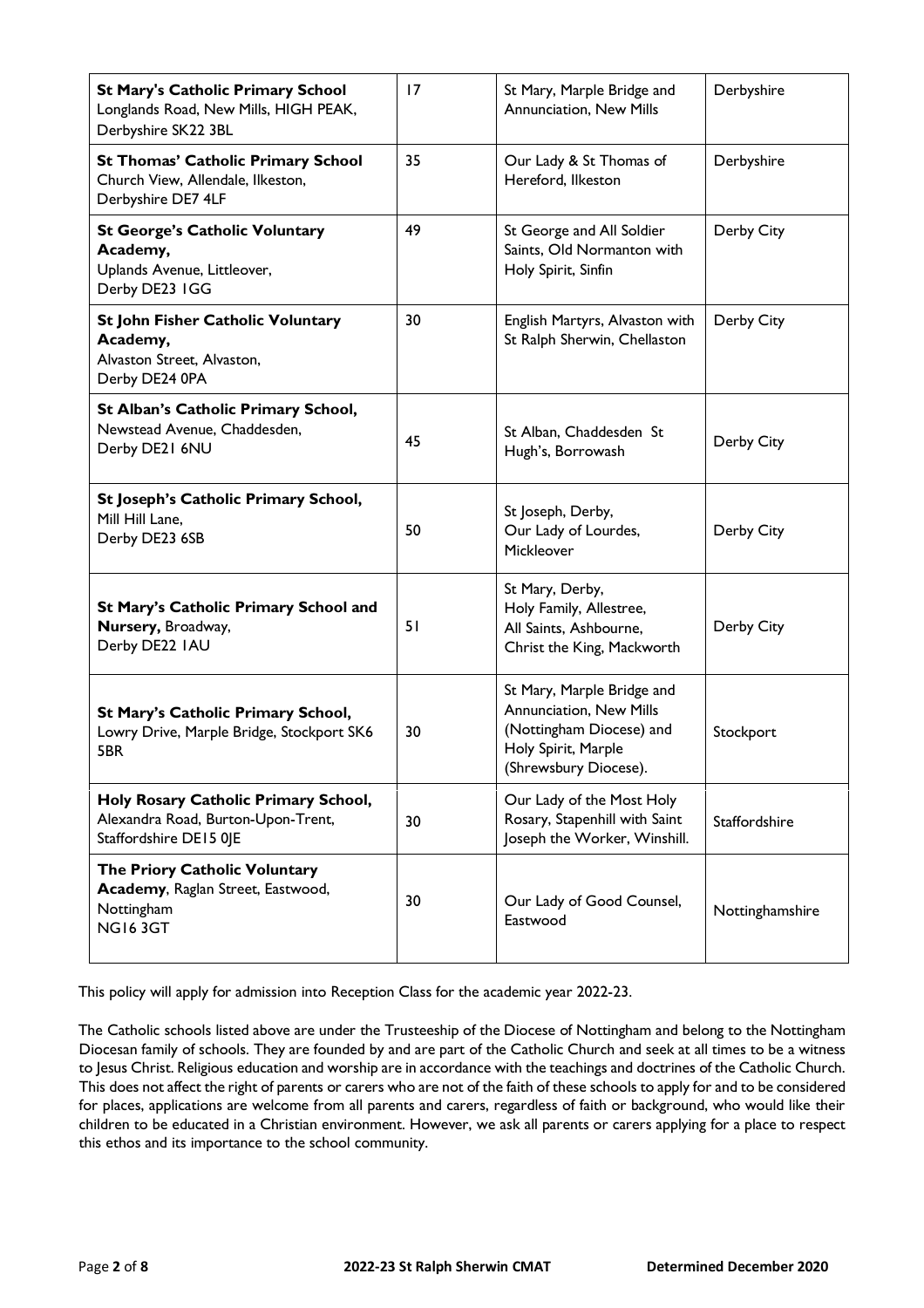| **St Mary's Catholic Primary School** Longlands Road, New Mills, HIGH PEAK, Derbyshire SK22 3BL | 17 | St Mary, Marple Bridge and Annunciation, New Mills | Derbyshire |
|---|---|---|---|
| **St Thomas' Catholic Primary School** Church View, Allendale, Ilkeston, Derbyshire DE7 4LF | 35 | Our Lady & St Thomas of Hereford, Ilkeston | Derbyshire |
| **St George's Catholic Voluntary Academy,** Uplands Avenue, Littleover, Derby DE23 1GG | 49 | St George and All Soldier Saints, Old Normanton with Holy Spirit, Sinfin | Derby City |
| **St John Fisher Catholic Voluntary Academy,** Alvaston Street, Alvaston, Derby DE24 0PA | 30 | English Martyrs, Alvaston with St Ralph Sherwin, Chellaston | Derby City |
| **St Alban's Catholic Primary School,** Newstead Avenue, Chaddesden, Derby DE21 6NU | 45 | St Alban, Chaddesden St Hugh's, Borrowash | Derby City |
| **St Joseph's Catholic Primary School,** Mill Hill Lane, Derby DE23 6SB | 50 | St Joseph, Derby, Our Lady of Lourdes, Mickleover | Derby City |
| **St Mary's Catholic Primary School and Nursery,** Broadway, Derby DE22 1AU | 51 | St Mary, Derby, Holy Family, Allestree, All Saints, Ashbourne, Christ the King, Mackworth | Derby City |
| **St Mary's Catholic Primary School,** Lowry Drive, Marple Bridge, Stockport SK6 5BR | 30 | St Mary, Marple Bridge and Annunciation, New Mills (Nottingham Diocese) and Holy Spirit, Marple (Shrewsbury Diocese). | Stockport |
| **Holy Rosary Catholic Primary School,** Alexandra Road, Burton-Upon-Trent, Staffordshire DE15 0JE | 30 | Our Lady of the Most Holy Rosary, Stapenhill with Saint Joseph the Worker, Winshill. | Staffordshire |
| **The Priory Catholic Voluntary Academy**, Raglan Street, Eastwood, Nottingham NG16 3GT | 30 | Our Lady of Good Counsel, Eastwood | Nottinghamshire |

This policy will apply for admission into Reception Class for the academic year 2022-23.

The Catholic schools listed above are under the Trusteeship of the Diocese of Nottingham and belong to the Nottingham Diocesan family of schools. They are founded by and are part of the Catholic Church and seek at all times to be a witness to Jesus Christ. Religious education and worship are in accordance with the teachings and doctrines of the Catholic Church. This does not affect the right of parents or carers who are not of the faith of these schools to apply for and to be considered for places, applications are welcome from all parents and carers, regardless of faith or background, who would like their children to be educated in a Christian environment. However, we ask all parents or carers applying for a place to respect this ethos and its importance to the school community.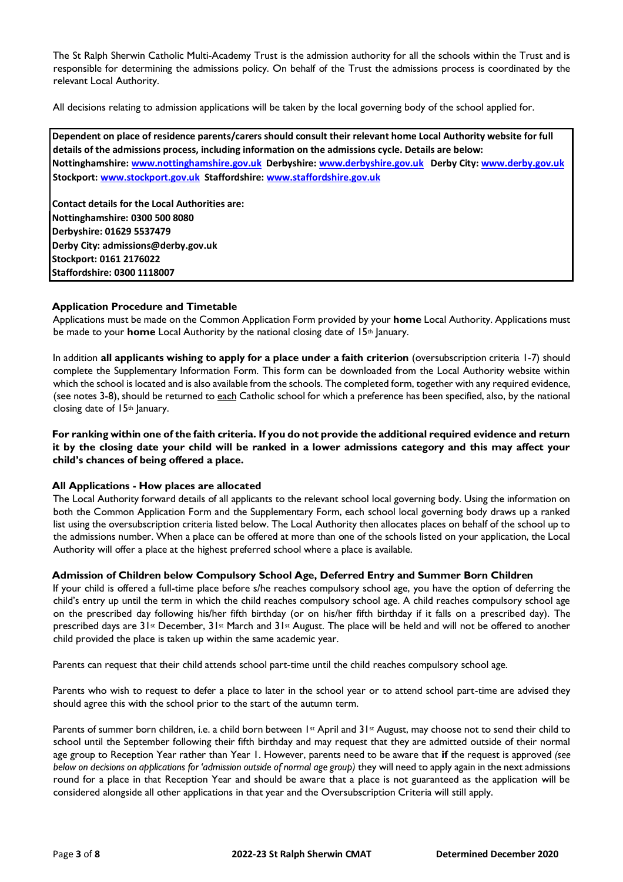The St Ralph Sherwin Catholic Multi-Academy Trust is the admission authority for all the schools within the Trust and is responsible for determining the admissions policy. On behalf of the Trust the admissions process is coordinated by the relevant Local Authority.

All decisions relating to admission applications will be taken by the local governing body of the school applied for.

**Dependent on place of residence parents/carers should consult their relevant home Local Authority website for full details of the admissions process, including information on the admissions cycle. Details are below:**
**Nottinghamshire: www.nottinghamshire.gov.uk Derbyshire: www.derbyshire.gov.uk Derby City: www.derby.gov.uk**
**Stockport: www.stockport.gov.uk Staffordshire: www.staffordshire.gov.uk**

**Contact details for the Local Authorities are:**
**Nottinghamshire: 0300 500 8080**
**Derbyshire: 01629 5537479**
**Derby City: admissions@derby.gov.uk**
**Stockport: 0161 2176022**
**Staffordshire: 0300 1118007**

### Application Procedure and Timetable

Applications must be made on the Common Application Form provided by your **home** Local Authority. Applications must be made to your **home** Local Authority by the national closing date of 15th January.

In addition **all applicants wishing to apply for a place under a faith criterion** (oversubscription criteria 1-7) should complete the Supplementary Information Form. This form can be downloaded from the Local Authority website within which the school is located and is also available from the schools. The completed form, together with any required evidence, (see notes 3-8), should be returned to each Catholic school for which a preference has been specified, also, by the national closing date of 15th January.

**For ranking within one of the faith criteria. If you do not provide the additional required evidence and return it by the closing date your child will be ranked in a lower admissions category and this may affect your child's chances of being offered a place.**

### All Applications - How places are allocated

The Local Authority forward details of all applicants to the relevant school local governing body. Using the information on both the Common Application Form and the Supplementary Form, each school local governing body draws up a ranked list using the oversubscription criteria listed below. The Local Authority then allocates places on behalf of the school up to the admissions number. When a place can be offered at more than one of the schools listed on your application, the Local Authority will offer a place at the highest preferred school where a place is available.

### Admission of Children below Compulsory School Age, Deferred Entry and Summer Born Children

If your child is offered a full-time place before s/he reaches compulsory school age, you have the option of deferring the child's entry up until the term in which the child reaches compulsory school age. A child reaches compulsory school age on the prescribed day following his/her fifth birthday (or on his/her fifth birthday if it falls on a prescribed day). The prescribed days are 31st December, 31st March and 31st August. The place will be held and will not be offered to another child provided the place is taken up within the same academic year.

Parents can request that their child attends school part-time until the child reaches compulsory school age.

Parents who wish to request to defer a place to later in the school year or to attend school part-time are advised they should agree this with the school prior to the start of the autumn term.

Parents of summer born children, i.e. a child born between 1st April and 31st August, may choose not to send their child to school until the September following their fifth birthday and may request that they are admitted outside of their normal age group to Reception Year rather than Year 1. However, parents need to be aware that **if** the request is approved *(see below on decisions on applications for 'admission outside of normal age group)* they will need to apply again in the next admissions round for a place in that Reception Year and should be aware that a place is not guaranteed as the application will be considered alongside all other applications in that year and the Oversubscription Criteria will still apply.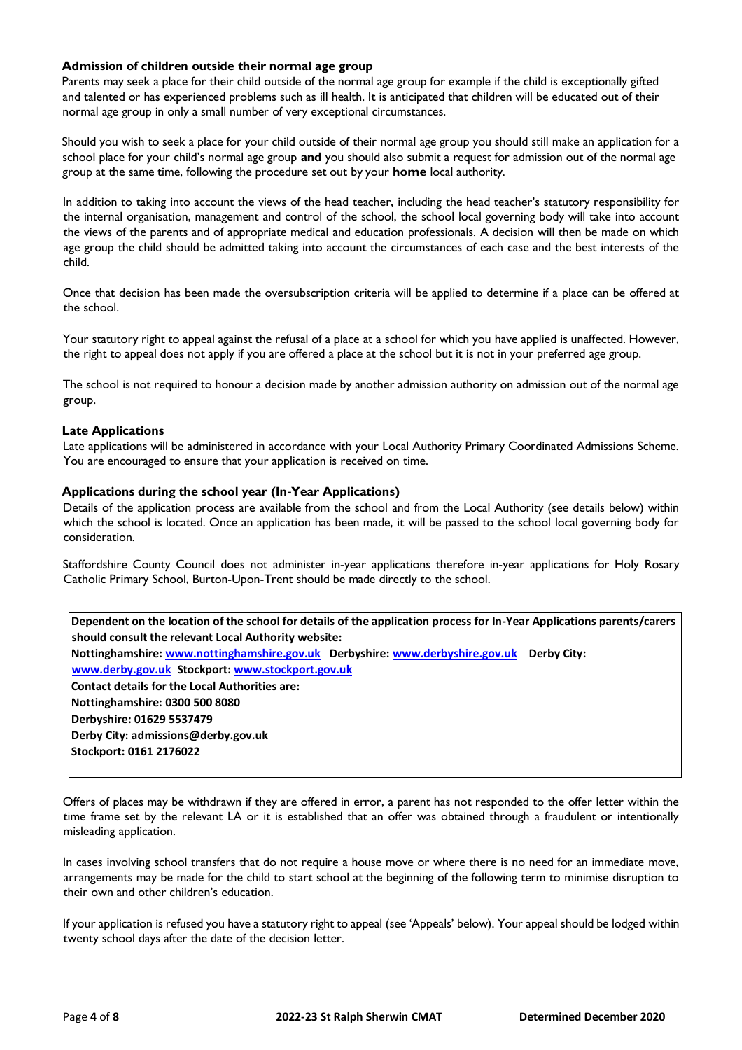### Admission of children outside their normal age group

Parents may seek a place for their child outside of the normal age group for example if the child is exceptionally gifted and talented or has experienced problems such as ill health. It is anticipated that children will be educated out of their normal age group in only a small number of very exceptional circumstances.

Should you wish to seek a place for your child outside of their normal age group you should still make an application for a school place for your child's normal age group **and** you should also submit a request for admission out of the normal age group at the same time, following the procedure set out by your **home** local authority.

In addition to taking into account the views of the head teacher, including the head teacher's statutory responsibility for the internal organisation, management and control of the school, the school local governing body will take into account the views of the parents and of appropriate medical and education professionals. A decision will then be made on which age group the child should be admitted taking into account the circumstances of each case and the best interests of the child.

Once that decision has been made the oversubscription criteria will be applied to determine if a place can be offered at the school.

Your statutory right to appeal against the refusal of a place at a school for which you have applied is unaffected. However, the right to appeal does not apply if you are offered a place at the school but it is not in your preferred age group.

The school is not required to honour a decision made by another admission authority on admission out of the normal age group.

### Late Applications

Late applications will be administered in accordance with your Local Authority Primary Coordinated Admissions Scheme. You are encouraged to ensure that your application is received on time.

### Applications during the school year (In-Year Applications)

Details of the application process are available from the school and from the Local Authority (see details below) within which the school is located. Once an application has been made, it will be passed to the school local governing body for consideration.

Staffordshire County Council does not administer in-year applications therefore in-year applications for Holy Rosary Catholic Primary School, Burton-Upon-Trent should be made directly to the school.

**Dependent on the location of the school for details of the application process for In-Year Applications parents/carers should consult the relevant Local Authority website:**
**Nottinghamshire: www.nottinghamshire.gov.uk Derbyshire: www.derbyshire.gov.uk Derby City: www.derby.gov.uk Stockport: www.stockport.gov.uk**
**Contact details for the Local Authorities are:**
**Nottinghamshire: 0300 500 8080**
**Derbyshire: 01629 5537479**
**Derby City: admissions@derby.gov.uk**
**Stockport: 0161 2176022**

Offers of places may be withdrawn if they are offered in error, a parent has not responded to the offer letter within the time frame set by the relevant LA or it is established that an offer was obtained through a fraudulent or intentionally misleading application.

In cases involving school transfers that do not require a house move or where there is no need for an immediate move, arrangements may be made for the child to start school at the beginning of the following term to minimise disruption to their own and other children's education.

If your application is refused you have a statutory right to appeal (see 'Appeals' below). Your appeal should be lodged within twenty school days after the date of the decision letter.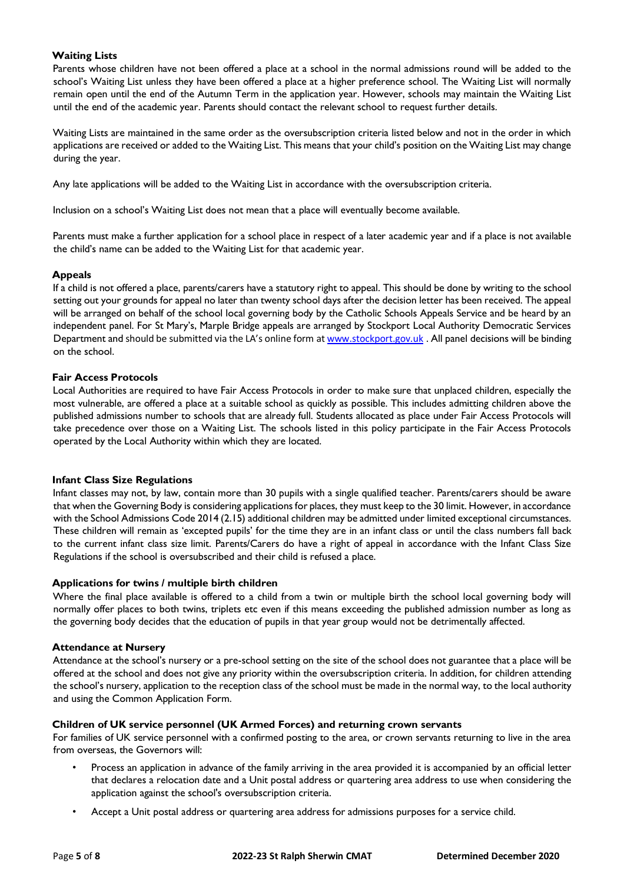### Waiting Lists

Parents whose children have not been offered a place at a school in the normal admissions round will be added to the school's Waiting List unless they have been offered a place at a higher preference school. The Waiting List will normally remain open until the end of the Autumn Term in the application year. However, schools may maintain the Waiting List until the end of the academic year. Parents should contact the relevant school to request further details.

Waiting Lists are maintained in the same order as the oversubscription criteria listed below and not in the order in which applications are received or added to the Waiting List. This means that your child's position on the Waiting List may change during the year.

Any late applications will be added to the Waiting List in accordance with the oversubscription criteria.

Inclusion on a school's Waiting List does not mean that a place will eventually become available.

Parents must make a further application for a school place in respect of a later academic year and if a place is not available the child's name can be added to the Waiting List for that academic year.

### Appeals

If a child is not offered a place, parents/carers have a statutory right to appeal. This should be done by writing to the school setting out your grounds for appeal no later than twenty school days after the decision letter has been received. The appeal will be arranged on behalf of the school local governing body by the Catholic Schools Appeals Service and be heard by an independent panel. For St Mary's, Marple Bridge appeals are arranged by Stockport Local Authority Democratic Services Department and should be submitted via the LA's online form at www.stockport.gov.uk . All panel decisions will be binding on the school.

### Fair Access Protocols

Local Authorities are required to have Fair Access Protocols in order to make sure that unplaced children, especially the most vulnerable, are offered a place at a suitable school as quickly as possible. This includes admitting children above the published admissions number to schools that are already full. Students allocated as place under Fair Access Protocols will take precedence over those on a Waiting List. The schools listed in this policy participate in the Fair Access Protocols operated by the Local Authority within which they are located.

### Infant Class Size Regulations

Infant classes may not, by law, contain more than 30 pupils with a single qualified teacher. Parents/carers should be aware that when the Governing Body is considering applications for places, they must keep to the 30 limit. However, in accordance with the School Admissions Code 2014 (2.15) additional children may be admitted under limited exceptional circumstances. These children will remain as 'excepted pupils' for the time they are in an infant class or until the class numbers fall back to the current infant class size limit. Parents/Carers do have a right of appeal in accordance with the Infant Class Size Regulations if the school is oversubscribed and their child is refused a place.

### Applications for twins / multiple birth children

Where the final place available is offered to a child from a twin or multiple birth the school local governing body will normally offer places to both twins, triplets etc even if this means exceeding the published admission number as long as the governing body decides that the education of pupils in that year group would not be detrimentally affected.

### Attendance at Nursery

Attendance at the school's nursery or a pre-school setting on the site of the school does not guarantee that a place will be offered at the school and does not give any priority within the oversubscription criteria. In addition, for children attending the school's nursery, application to the reception class of the school must be made in the normal way, to the local authority and using the Common Application Form.

### Children of UK service personnel (UK Armed Forces) and returning crown servants

For families of UK service personnel with a confirmed posting to the area, or crown servants returning to live in the area from overseas, the Governors will:

- Process an application in advance of the family arriving in the area provided it is accompanied by an official letter that declares a relocation date and a Unit postal address or quartering area address to use when considering the application against the school's oversubscription criteria.
- Accept a Unit postal address or quartering area address for admissions purposes for a service child.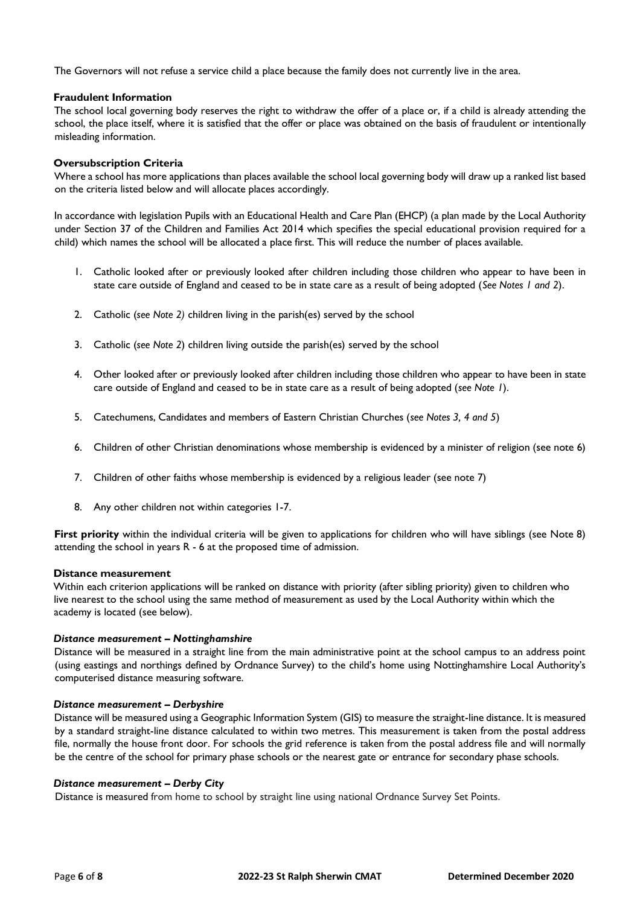The Governors will not refuse a service child a place because the family does not currently live in the area.

### Fraudulent Information

The school local governing body reserves the right to withdraw the offer of a place or, if a child is already attending the school, the place itself, where it is satisfied that the offer or place was obtained on the basis of fraudulent or intentionally misleading information.

### Oversubscription Criteria

Where a school has more applications than places available the school local governing body will draw up a ranked list based on the criteria listed below and will allocate places accordingly.

In accordance with legislation Pupils with an Educational Health and Care Plan (EHCP) (a plan made by the Local Authority under Section 37 of the Children and Families Act 2014 which specifies the special educational provision required for a child) which names the school will be allocated a place first. This will reduce the number of places available.

1. Catholic looked after or previously looked after children including those children who appear to have been in state care outside of England and ceased to be in state care as a result of being adopted (*See Notes 1 and 2*).
2. Catholic (*see Note 2)* children living in the parish(es) served by the school
3. Catholic (*see Note 2*) children living outside the parish(es) served by the school
4. Other looked after or previously looked after children including those children who appear to have been in state care outside of England and ceased to be in state care as a result of being adopted (*see Note 1*).
5. Catechumens, Candidates and members of Eastern Christian Churches (*see Notes 3, 4 and 5*)
6. Children of other Christian denominations whose membership is evidenced by a minister of religion (see note 6)
7. Children of other faiths whose membership is evidenced by a religious leader (see note 7)
8. Any other children not within categories 1-7.

**First priority** within the individual criteria will be given to applications for children who will have siblings (see Note 8) attending the school in years R - 6 at the proposed time of admission.

### Distance measurement

Within each criterion applications will be ranked on distance with priority (after sibling priority) given to children who live nearest to the school using the same method of measurement as used by the Local Authority within which the academy is located (see below).

#### *Distance measurement – Nottinghamshire*

Distance will be measured in a straight line from the main administrative point at the school campus to an address point (using eastings and northings defined by Ordnance Survey) to the child's home using Nottinghamshire Local Authority's computerised distance measuring software.

#### *Distance measurement – Derbyshire*

Distance will be measured using a Geographic Information System (GIS) to measure the straight-line distance. It is measured by a standard straight-line distance calculated to within two metres. This measurement is taken from the postal address file, normally the house front door. For schools the grid reference is taken from the postal address file and will normally be the centre of the school for primary phase schools or the nearest gate or entrance for secondary phase schools.

#### *Distance measurement – Derby City*

Distance is measured from home to school by straight line using national Ordnance Survey Set Points.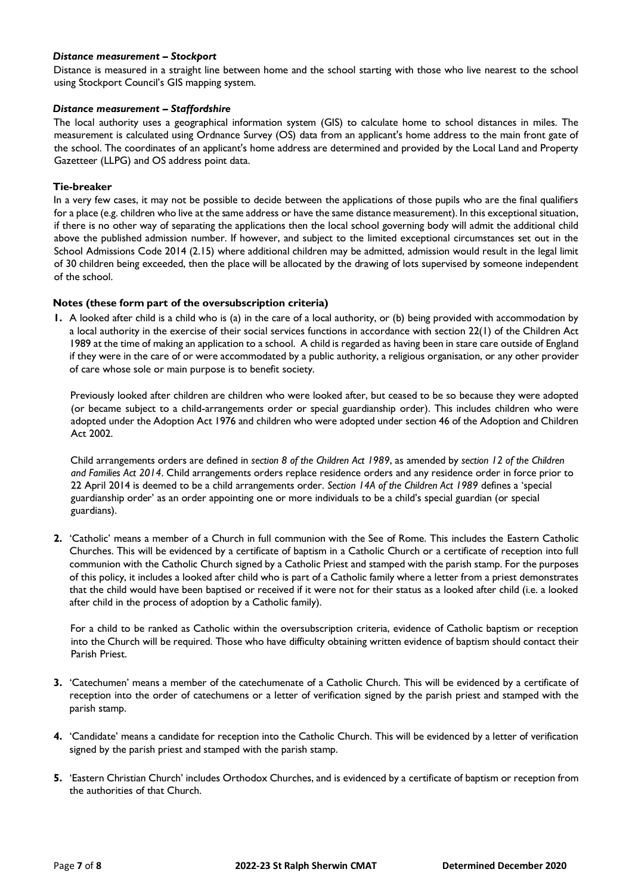#### *Distance measurement – Stockport*

Distance is measured in a straight line between home and the school starting with those who live nearest to the school using Stockport Council's GIS mapping system.

#### *Distance measurement – Staffordshire*

The local authority uses a geographical information system (GIS) to calculate home to school distances in miles. The measurement is calculated using Ordnance Survey (OS) data from an applicant's home address to the main front gate of the school. The coordinates of an applicant's home address are determined and provided by the Local Land and Property Gazetteer (LLPG) and OS address point data.

### Tie-breaker

In a very few cases, it may not be possible to decide between the applications of those pupils who are the final qualifiers for a place (e.g. children who live at the same address or have the same distance measurement). In this exceptional situation, if there is no other way of separating the applications then the local school governing body will admit the additional child above the published admission number. If however, and subject to the limited exceptional circumstances set out in the School Admissions Code 2014 (2.15) where additional children may be admitted, admission would result in the legal limit of 30 children being exceeded, then the place will be allocated by the drawing of lots supervised by someone independent of the school.

### Notes (these form part of the oversubscription criteria)

1. A looked after child is a child who is (a) in the care of a local authority, or (b) being provided with accommodation by a local authority in the exercise of their social services functions in accordance with section 22(1) of the Children Act 1989 at the time of making an application to a school. A child is regarded as having been in stare care outside of England if they were in the care of or were accommodated by a public authority, a religious organisation, or any other provider of care whose sole or main purpose is to benefit society.

   Previously looked after children are children who were looked after, but ceased to be so because they were adopted (or became subject to a child-arrangements order or special guardianship order). This includes children who were adopted under the Adoption Act 1976 and children who were adopted under section 46 of the Adoption and Children Act 2002.

   Child arrangements orders are defined in *section 8 of the Children Act 1989*, as amended by *section 12 of the Children and Families Act 2014*. Child arrangements orders replace residence orders and any residence order in force prior to 22 April 2014 is deemed to be a child arrangements order. *Section 14A of the Children Act 1989* defines a 'special guardianship order' as an order appointing one or more individuals to be a child's special guardian (or special guardians).

2. 'Catholic' means a member of a Church in full communion with the See of Rome. This includes the Eastern Catholic Churches. This will be evidenced by a certificate of baptism in a Catholic Church or a certificate of reception into full communion with the Catholic Church signed by a Catholic Priest and stamped with the parish stamp. For the purposes of this policy, it includes a looked after child who is part of a Catholic family where a letter from a priest demonstrates that the child would have been baptised or received if it were not for their status as a looked after child (i.e. a looked after child in the process of adoption by a Catholic family).

   For a child to be ranked as Catholic within the oversubscription criteria, evidence of Catholic baptism or reception into the Church will be required. Those who have difficulty obtaining written evidence of baptism should contact their Parish Priest.

3. 'Catechumen' means a member of the catechumenate of a Catholic Church. This will be evidenced by a certificate of reception into the order of catechumens or a letter of verification signed by the parish priest and stamped with the parish stamp.

4. 'Candidate' means a candidate for reception into the Catholic Church. This will be evidenced by a letter of verification signed by the parish priest and stamped with the parish stamp.

5. 'Eastern Christian Church' includes Orthodox Churches, and is evidenced by a certificate of baptism or reception from the authorities of that Church.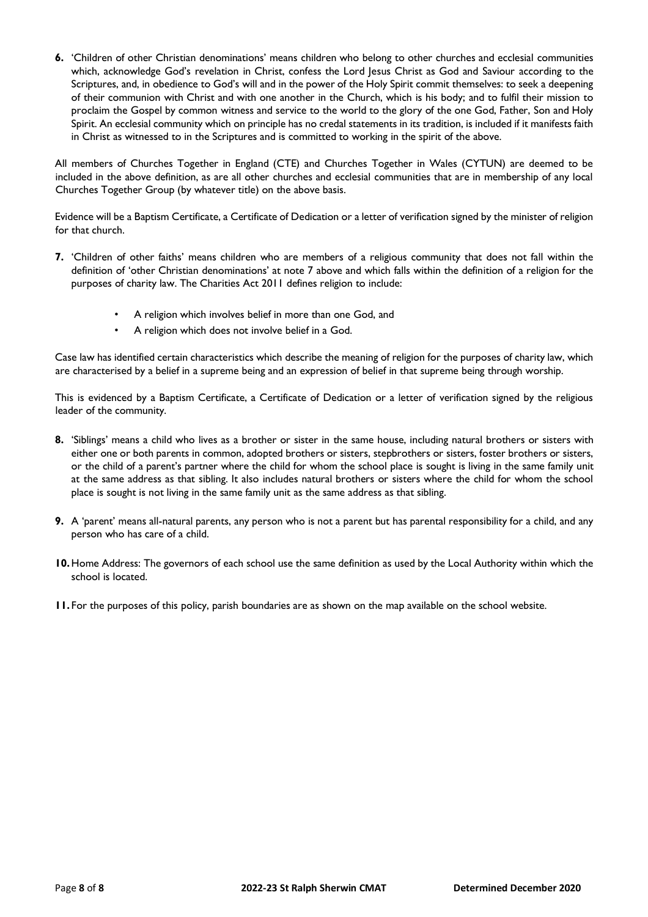6. 'Children of other Christian denominations' means children who belong to other churches and ecclesial communities which, acknowledge God's revelation in Christ, confess the Lord Jesus Christ as God and Saviour according to the Scriptures, and, in obedience to God's will and in the power of the Holy Spirit commit themselves: to seek a deepening of their communion with Christ and with one another in the Church, which is his body; and to fulfil their mission to proclaim the Gospel by common witness and service to the world to the glory of the one God, Father, Son and Holy Spirit. An ecclesial community which on principle has no credal statements in its tradition, is included if it manifests faith in Christ as witnessed to in the Scriptures and is committed to working in the spirit of the above.

All members of Churches Together in England (CTE) and Churches Together in Wales (CYTUN) are deemed to be included in the above definition, as are all other churches and ecclesial communities that are in membership of any local Churches Together Group (by whatever title) on the above basis.

Evidence will be a Baptism Certificate, a Certificate of Dedication or a letter of verification signed by the minister of religion for that church.

7. 'Children of other faiths' means children who are members of a religious community that does not fall within the definition of 'other Christian denominations' at note 7 above and which falls within the definition of a religion for the purposes of charity law. The Charities Act 2011 defines religion to include:

   - A religion which involves belief in more than one God, and
   - A religion which does not involve belief in a God.

Case law has identified certain characteristics which describe the meaning of religion for the purposes of charity law, which are characterised by a belief in a supreme being and an expression of belief in that supreme being through worship.

This is evidenced by a Baptism Certificate, a Certificate of Dedication or a letter of verification signed by the religious leader of the community.

8. 'Siblings' means a child who lives as a brother or sister in the same house, including natural brothers or sisters with either one or both parents in common, adopted brothers or sisters, stepbrothers or sisters, foster brothers or sisters, or the child of a parent's partner where the child for whom the school place is sought is living in the same family unit at the same address as that sibling. It also includes natural brothers or sisters where the child for whom the school place is sought is not living in the same family unit as the same address as that sibling.

9. A 'parent' means all-natural parents, any person who is not a parent but has parental responsibility for a child, and any person who has care of a child.

10. Home Address: The governors of each school use the same definition as used by the Local Authority within which the school is located.

11. For the purposes of this policy, parish boundaries are as shown on the map available on the school website.